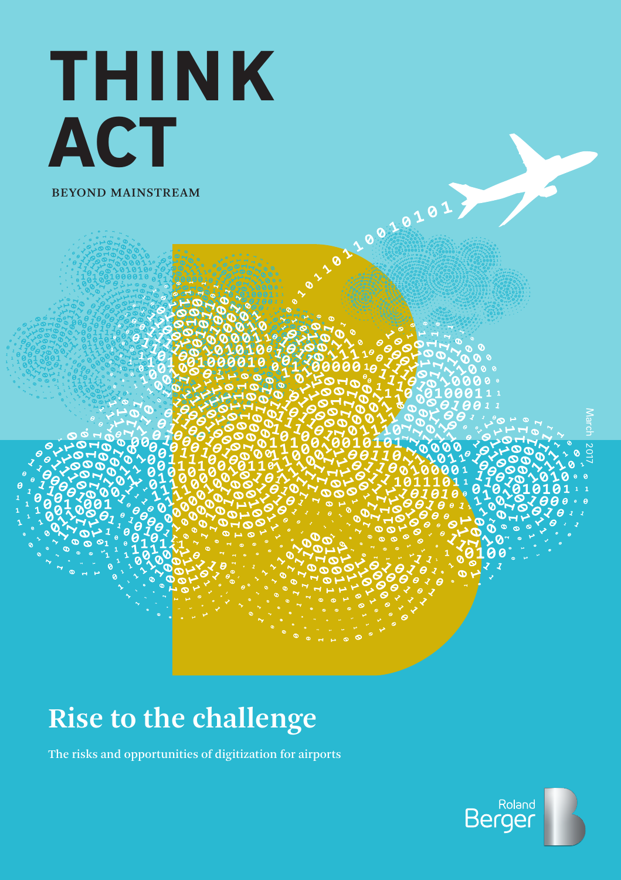# THINK ACT

BEYOND MAINSTREAM

March 2017

# Rise to the challenge

The risks and opportunities of digitization for airports

Roland Berger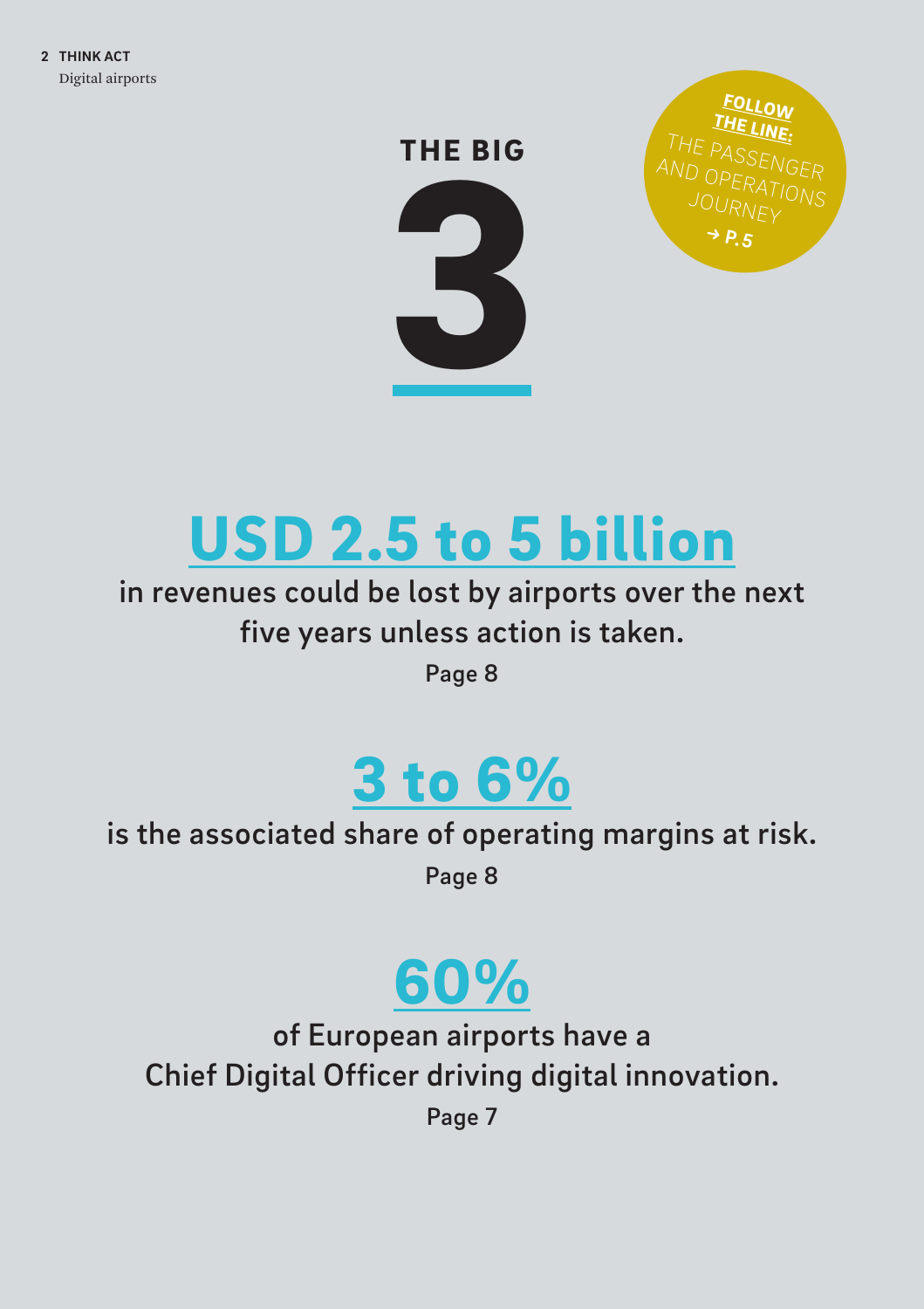# THE BIG 3

FOLLOW THE LINE: THE PASSENGER AND OPERATIONS JOURNEY → P.5

## USD 2.5 to 5 billion

in revenues could be lost by airports over the next five years unless action is taken.

Page 8

## 3 to 6%

is the associated share of operating margins at risk.

Page 8

## 60%

of European airports have a Chief Digital Officer driving digital innovation.

Page 7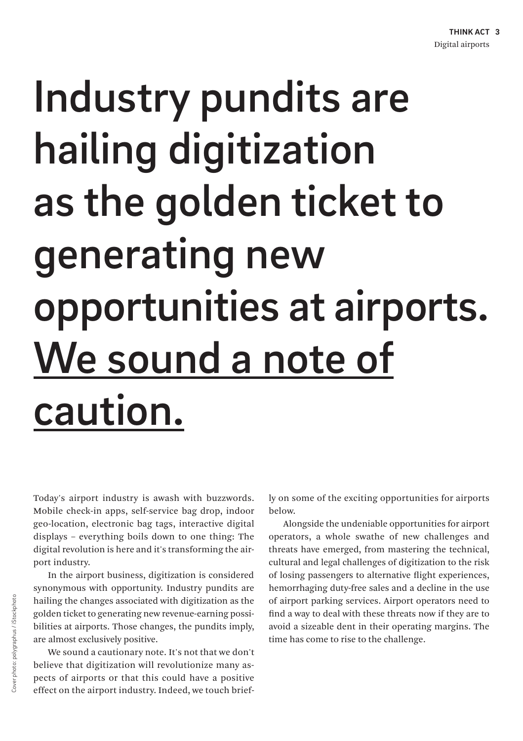# Industry pundits are hailing digitization as the golden ticket to generating new opportunities at airports. We sound a note of caution.

Today's airport industry is awash with buzzwords. Mobile check-in apps, self-service bag drop, indoor geo-location, electronic bag tags, interactive digital displays – everything boils down to one thing: The digital revolution is here and it's transforming the airport industry.

In the airport business, digitization is considered synonymous with opportunity. Industry pundits are hailing the changes associated with digitization as the golden ticket to generating new revenue-earning possibilities at airports. Those changes, the pundits imply, are almost exclusively positive.

We sound a cautionary note. It's not that we don't believe that digitization will revolutionize many aspects of airports or that this could have a positive effect on the airport industry. Indeed, we touch briefly on some of the exciting opportunities for airports below.

Alongside the undeniable opportunities for airport operators, a whole swathe of new challenges and threats have emerged, from mastering the technical, cultural and legal challenges of digitization to the risk of losing passengers to alternative flight experiences, hemorrhaging duty-free sales and a decline in the use of airport parking services. Airport operators need to find a way to deal with these threats now if they are to avoid a sizeable dent in their operating margins. The time has come to rise to the challenge.

Cover photo: polygraphus / iStockphoto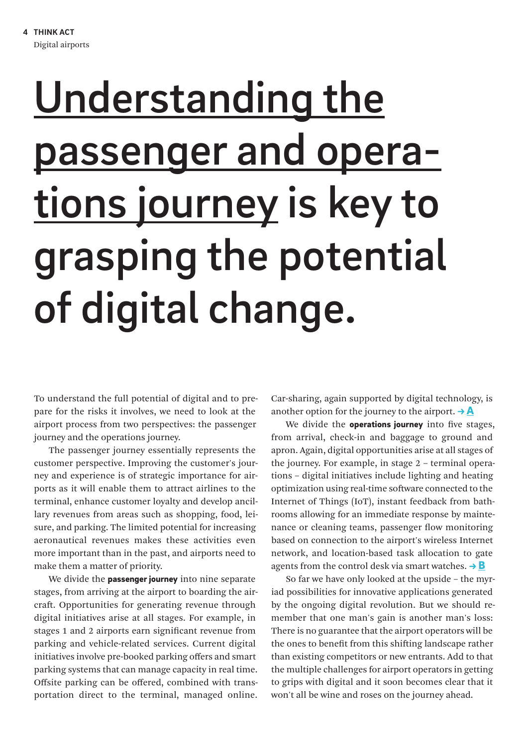# Understanding the passenger and operations journey is key to grasping the potential of digital change.

To understand the full potential of digital and to prepare for the risks it involves, we need to look at the airport process from two perspectives: the passenger journey and the operations journey.

The passenger journey essentially represents the customer perspective. Improving the customer's journey and experience is of strategic importance for airports as it will enable them to attract airlines to the terminal, enhance customer loyalty and develop ancillary revenues from areas such as shopping, food, leisure, and parking. The limited potential for increasing aeronautical revenues makes these activities even more important than in the past, and airports need to make them a matter of priority.

We divide the **passenger journey** into nine separate stages, from arriving at the airport to boarding the aircraft. Opportunities for generating revenue through digital initiatives arise at all stages. For example, in stages 1 and 2 airports earn significant revenue from parking and vehicle-related services. Current digital initiatives involve pre-booked parking offers and smart parking systems that can manage capacity in real time. Offsite parking can be offered, combined with transportation direct to the terminal, managed online. Car-sharing, again supported by digital technology, is another option for the journey to the airport. → **A**

We divide the **operations journey** into five stages, from arrival, check-in and baggage to ground and apron. Again, digital opportunities arise at all stages of the journey. For example, in stage 2 – terminal operations – digital initiatives include lighting and heating optimization using real-time software connected to the Internet of Things (IoT), instant feedback from bathrooms allowing for an immediate response by maintenance or cleaning teams, passenger flow monitoring based on connection to the airport's wireless Internet network, and location-based task allocation to gate agents from the control desk via smart watches. → **B**

So far we have only looked at the upside – the myriad possibilities for innovative applications generated by the ongoing digital revolution. But we should remember that one man's gain is another man's loss: There is no guarantee that the airport operators will be the ones to benefit from this shifting landscape rather than existing competitors or new entrants. Add to that the multiple challenges for airport operators in getting to grips with digital and it soon becomes clear that it won't all be wine and roses on the journey ahead.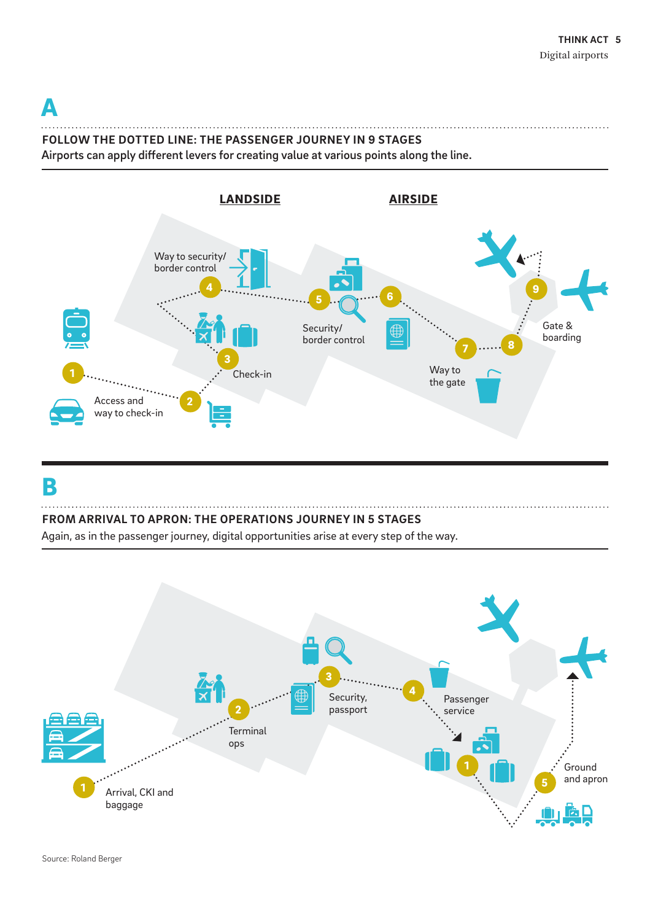# A

## FOLLOW THE DOTTED LINE: THE PASSENGER JOURNEY IN 9 STAGES

Airports can apply different levers for creating value at various points along the line.

**LANDSIDE**

1. Access and way to check-in
2. (way to check-in)
3. Check-in
4. Way to security/ border control

**AIRSIDE**

5. Security/ border control
6. (security/ border control)
7. Way to the gate
8. (way to the gate)
9. Gate & boarding

# B

## FROM ARRIVAL TO APRON: THE OPERATIONS JOURNEY IN 5 STAGES

Again, as in the passenger journey, digital opportunities arise at every step of the way.

1. Arrival, CKI and baggage
2. Terminal ops
3. Security, passport
4. Passenger service
5. Ground and apron

Source: Roland Berger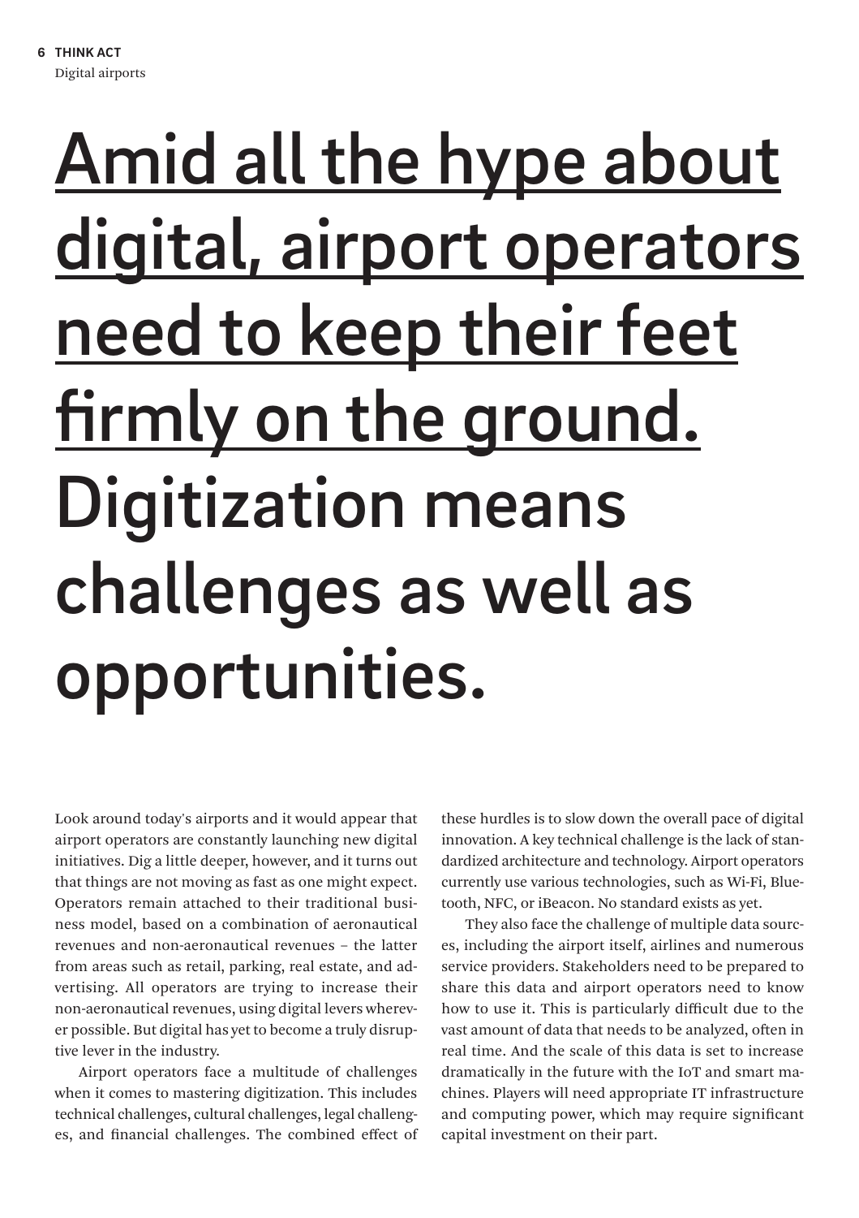# Amid all the hype about digital, airport operators need to keep their feet firmly on the ground. Digitization means challenges as well as opportunities.

Look around today's airports and it would appear that airport operators are constantly launching new digital initiatives. Dig a little deeper, however, and it turns out that things are not moving as fast as one might expect. Operators remain attached to their traditional business model, based on a combination of aeronautical revenues and non-aeronautical revenues – the latter from areas such as retail, parking, real estate, and advertising. All operators are trying to increase their non-aeronautical revenues, using digital levers wherever possible. But digital has yet to become a truly disruptive lever in the industry.

Airport operators face a multitude of challenges when it comes to mastering digitization. This includes technical challenges, cultural challenges, legal challenges, and financial challenges. The combined effect of these hurdles is to slow down the overall pace of digital innovation. A key technical challenge is the lack of standardized architecture and technology. Airport operators currently use various technologies, such as Wi-Fi, Bluetooth, NFC, or iBeacon. No standard exists as yet.

They also face the challenge of multiple data sources, including the airport itself, airlines and numerous service providers. Stakeholders need to be prepared to share this data and airport operators need to know how to use it. This is particularly difficult due to the vast amount of data that needs to be analyzed, often in real time. And the scale of this data is set to increase dramatically in the future with the IoT and smart machines. Players will need appropriate IT infrastructure and computing power, which may require significant capital investment on their part.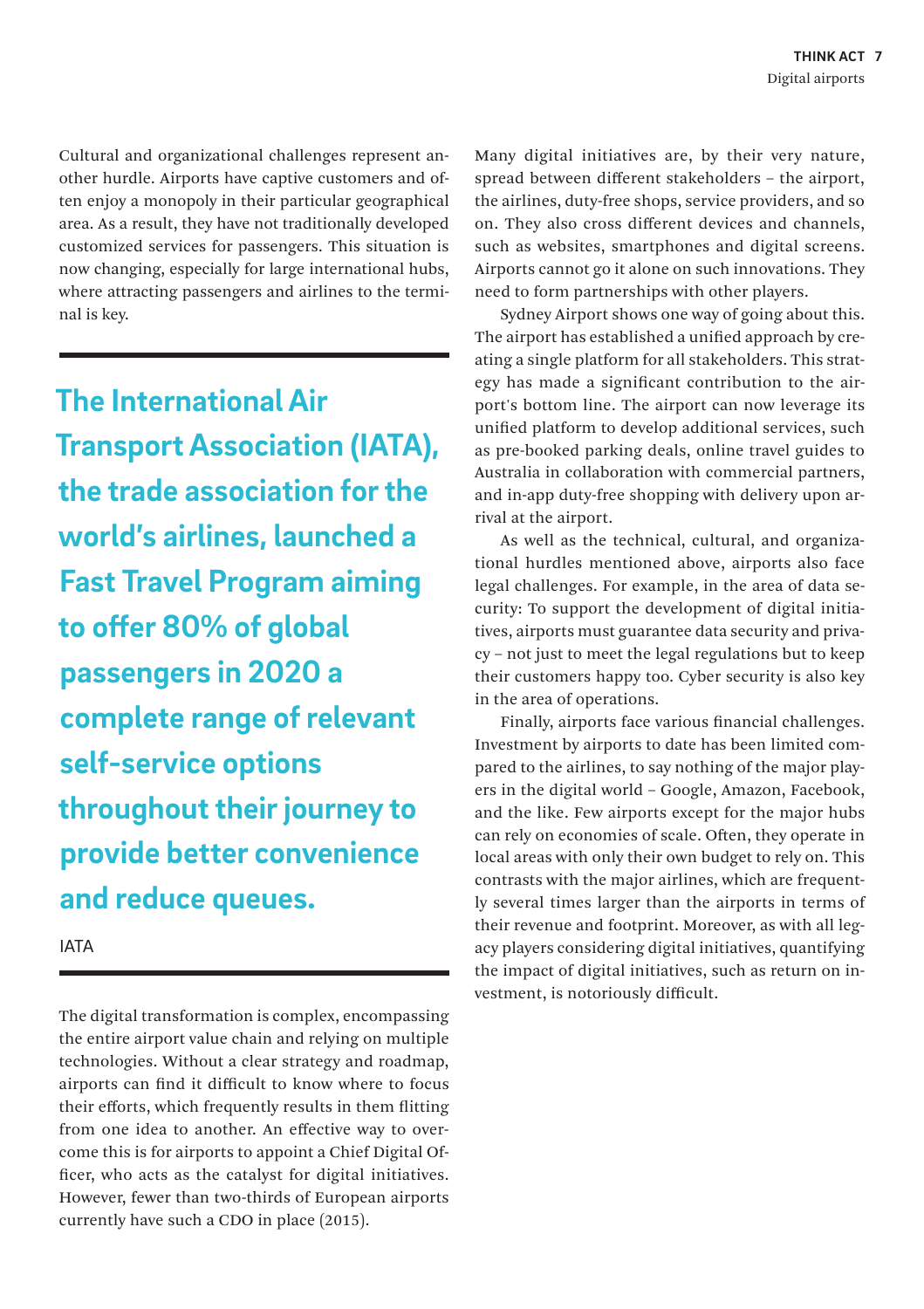Cultural and organizational challenges represent another hurdle. Airports have captive customers and often enjoy a monopoly in their particular geographical area. As a result, they have not traditionally developed customized services for passengers. This situation is now changing, especially for large international hubs, where attracting passengers and airlines to the terminal is key.

> **The International Air Transport Association (IATA), the trade association for the world's airlines, launched a Fast Travel Program aiming to offer 80% of global passengers in 2020 a complete range of relevant self-service options throughout their journey to provide better convenience and reduce queues.**
>
> IATA

The digital transformation is complex, encompassing the entire airport value chain and relying on multiple technologies. Without a clear strategy and roadmap, airports can find it difficult to know where to focus their efforts, which frequently results in them flitting from one idea to another. An effective way to overcome this is for airports to appoint a Chief Digital Officer, who acts as the catalyst for digital initiatives. However, fewer than two-thirds of European airports currently have such a CDO in place (2015).

Many digital initiatives are, by their very nature, spread between different stakeholders – the airport, the airlines, duty-free shops, service providers, and so on. They also cross different devices and channels, such as websites, smartphones and digital screens. Airports cannot go it alone on such innovations. They need to form partnerships with other players.

Sydney Airport shows one way of going about this. The airport has established a unified approach by creating a single platform for all stakeholders. This strategy has made a significant contribution to the airport's bottom line. The airport can now leverage its unified platform to develop additional services, such as pre-booked parking deals, online travel guides to Australia in collaboration with commercial partners, and in-app duty-free shopping with delivery upon arrival at the airport.

As well as the technical, cultural, and organizational hurdles mentioned above, airports also face legal challenges. For example, in the area of data security: To support the development of digital initiatives, airports must guarantee data security and privacy – not just to meet the legal regulations but to keep their customers happy too. Cyber security is also key in the area of operations.

Finally, airports face various financial challenges. Investment by airports to date has been limited compared to the airlines, to say nothing of the major players in the digital world – Google, Amazon, Facebook, and the like. Few airports except for the major hubs can rely on economies of scale. Often, they operate in local areas with only their own budget to rely on. This contrasts with the major airlines, which are frequently several times larger than the airports in terms of their revenue and footprint. Moreover, as with all legacy players considering digital initiatives, quantifying the impact of digital initiatives, such as return on investment, is notoriously difficult.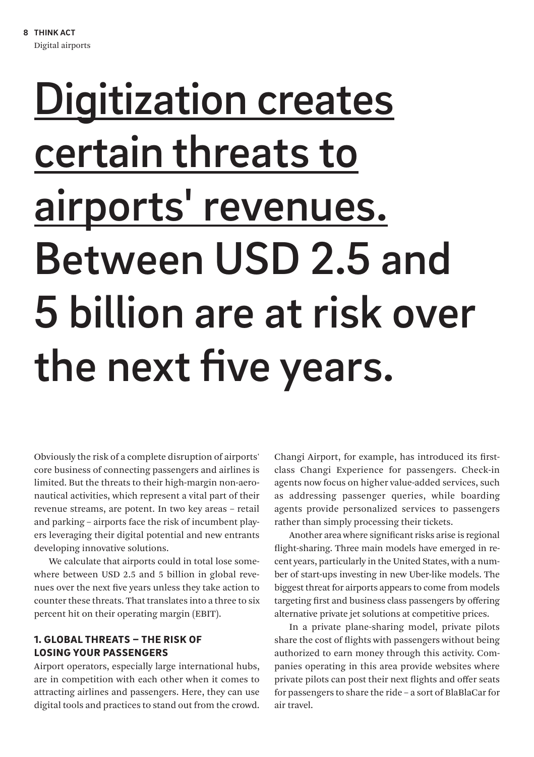# Digitization creates certain threats to airports' revenues. Between USD 2.5 and 5 billion are at risk over the next five years.

Obviously the risk of a complete disruption of airports' core business of connecting passengers and airlines is limited. But the threats to their high-margin non-aeronautical activities, which represent a vital part of their revenue streams, are potent. In two key areas – retail and parking – airports face the risk of incumbent players leveraging their digital potential and new entrants developing innovative solutions.

We calculate that airports could in total lose somewhere between USD 2.5 and 5 billion in global revenues over the next five years unless they take action to counter these threats. That translates into a three to six percent hit on their operating margin (EBIT).

### 1. GLOBAL THREATS – THE RISK OF LOSING YOUR PASSENGERS

Airport operators, especially large international hubs, are in competition with each other when it comes to attracting airlines and passengers. Here, they can use digital tools and practices to stand out from the crowd. Changi Airport, for example, has introduced its first-class Changi Experience for passengers. Check-in agents now focus on higher value-added services, such as addressing passenger queries, while boarding agents provide personalized services to passengers rather than simply processing their tickets.

Another area where significant risks arise is regional flight-sharing. Three main models have emerged in recent years, particularly in the United States, with a number of start-ups investing in new Uber-like models. The biggest threat for airports appears to come from models targeting first and business class passengers by offering alternative private jet solutions at competitive prices.

In a private plane-sharing model, private pilots share the cost of flights with passengers without being authorized to earn money through this activity. Companies operating in this area provide websites where private pilots can post their next flights and offer seats for passengers to share the ride – a sort of BlaBlaCar for air travel.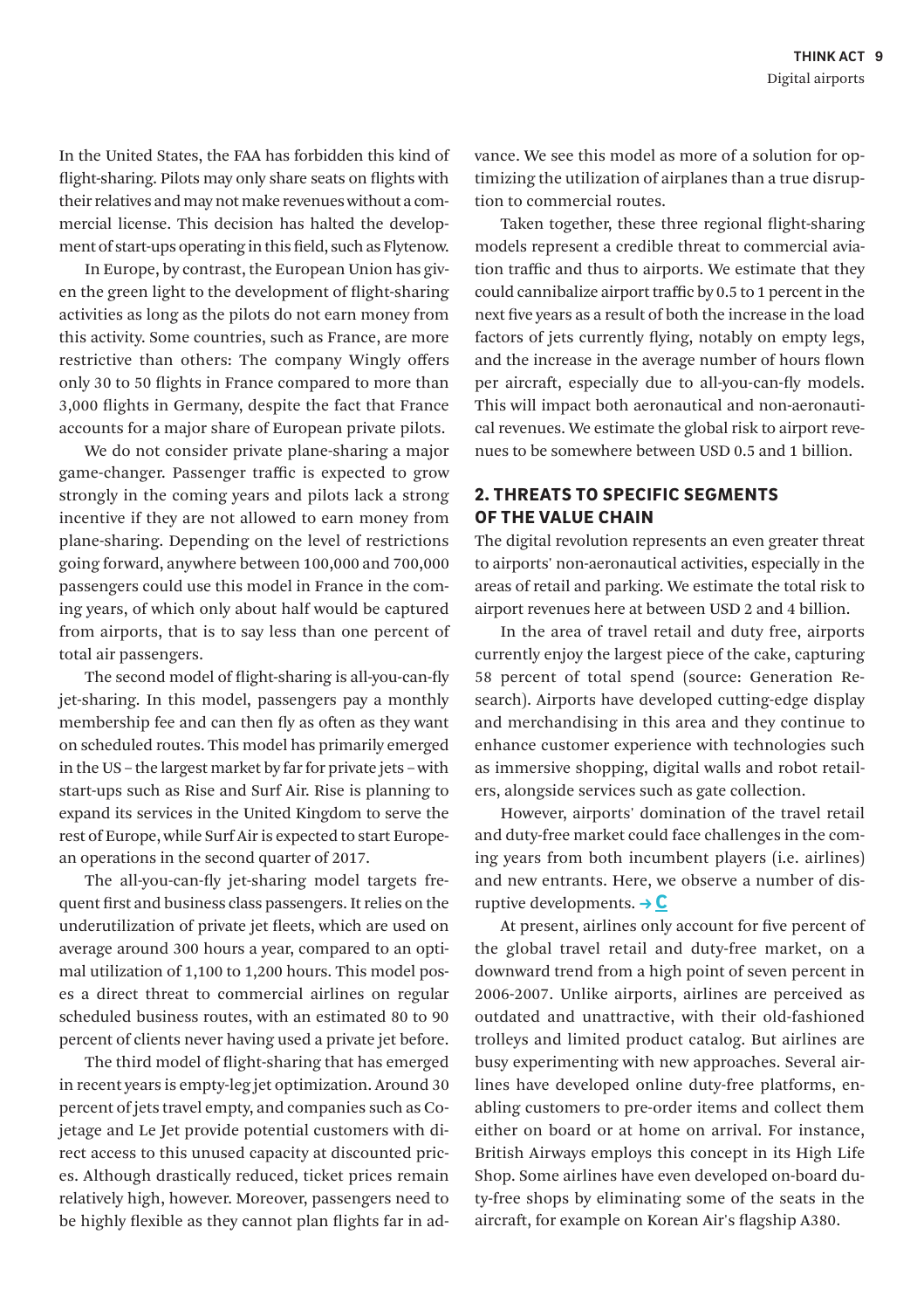In the United States, the FAA has forbidden this kind of flight-sharing. Pilots may only share seats on flights with their relatives and may not make revenues without a commercial license. This decision has halted the development of start-ups operating in this field, such as Flytenow.

In Europe, by contrast, the European Union has given the green light to the development of flight-sharing activities as long as the pilots do not earn money from this activity. Some countries, such as France, are more restrictive than others: The company Wingly offers only 30 to 50 flights in France compared to more than 3,000 flights in Germany, despite the fact that France accounts for a major share of European private pilots.

We do not consider private plane-sharing a major game-changer. Passenger traffic is expected to grow strongly in the coming years and pilots lack a strong incentive if they are not allowed to earn money from plane-sharing. Depending on the level of restrictions going forward, anywhere between 100,000 and 700,000 passengers could use this model in France in the coming years, of which only about half would be captured from airports, that is to say less than one percent of total air passengers.

The second model of flight-sharing is all-you-can-fly jet-sharing. In this model, passengers pay a monthly membership fee and can then fly as often as they want on scheduled routes. This model has primarily emerged in the US – the largest market by far for private jets – with start-ups such as Rise and Surf Air. Rise is planning to expand its services in the United Kingdom to serve the rest of Europe, while Surf Air is expected to start European operations in the second quarter of 2017.

The all-you-can-fly jet-sharing model targets frequent first and business class passengers. It relies on the underutilization of private jet fleets, which are used on average around 300 hours a year, compared to an optimal utilization of 1,100 to 1,200 hours. This model poses a direct threat to commercial airlines on regular scheduled business routes, with an estimated 80 to 90 percent of clients never having used a private jet before.

The third model of flight-sharing that has emerged in recent years is empty-leg jet optimization. Around 30 percent of jets travel empty, and companies such as Cojetage and Le Jet provide potential customers with direct access to this unused capacity at discounted prices. Although drastically reduced, ticket prices remain relatively high, however. Moreover, passengers need to be highly flexible as they cannot plan flights far in advance. We see this model as more of a solution for optimizing the utilization of airplanes than a true disruption to commercial routes.

Taken together, these three regional flight-sharing models represent a credible threat to commercial aviation traffic and thus to airports. We estimate that they could cannibalize airport traffic by 0.5 to 1 percent in the next five years as a result of both the increase in the load factors of jets currently flying, notably on empty legs, and the increase in the average number of hours flown per aircraft, especially due to all-you-can-fly models. This will impact both aeronautical and non-aeronautical revenues. We estimate the global risk to airport revenues to be somewhere between USD 0.5 and 1 billion.

## 2. THREATS TO SPECIFIC SEGMENTS OF THE VALUE CHAIN

The digital revolution represents an even greater threat to airports' non-aeronautical activities, especially in the areas of retail and parking. We estimate the total risk to airport revenues here at between USD 2 and 4 billion.

In the area of travel retail and duty free, airports currently enjoy the largest piece of the cake, capturing 58 percent of total spend (source: Generation Research). Airports have developed cutting-edge display and merchandising in this area and they continue to enhance customer experience with technologies such as immersive shopping, digital walls and robot retailers, alongside services such as gate collection.

However, airports' domination of the travel retail and duty-free market could face challenges in the coming years from both incumbent players (i.e. airlines) and new entrants. Here, we observe a number of disruptive developments. → **C**

At present, airlines only account for five percent of the global travel retail and duty-free market, on a downward trend from a high point of seven percent in 2006-2007. Unlike airports, airlines are perceived as outdated and unattractive, with their old-fashioned trolleys and limited product catalog. But airlines are busy experimenting with new approaches. Several airlines have developed online duty-free platforms, enabling customers to pre-order items and collect them either on board or at home on arrival. For instance, British Airways employs this concept in its High Life Shop. Some airlines have even developed on-board duty-free shops by eliminating some of the seats in the aircraft, for example on Korean Air's flagship A380.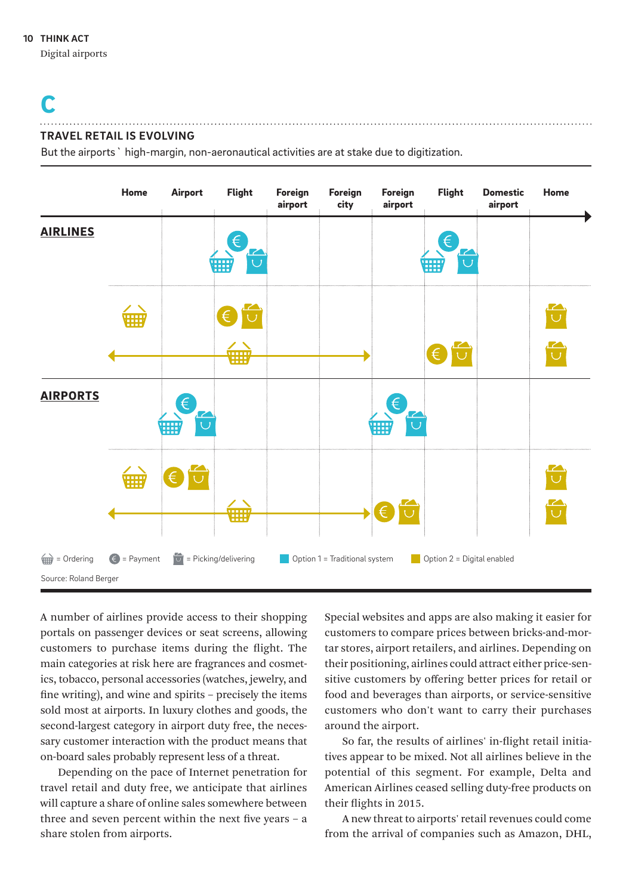## C

### TRAVEL RETAIL IS EVOLVING

But the airports` high-margin, non-aeronautical activities are at stake due to digitization.

Home | Airport | Flight | Foreign airport | Foreign city | Foreign airport | Flight | Domestic airport | Home

**AIRLINES**

**AIRPORTS**

= Ordering = Payment = Picking/delivering Option 1 = Traditional system Option 2 = Digital enabled

Source: Roland Berger

A number of airlines provide access to their shopping portals on passenger devices or seat screens, allowing customers to purchase items during the flight. The main categories at risk here are fragrances and cosmetics, tobacco, personal accessories (watches, jewelry, and fine writing), and wine and spirits – precisely the items sold most at airports. In luxury clothes and goods, the second-largest category in airport duty free, the necessary customer interaction with the product means that on-board sales probably represent less of a threat.

Depending on the pace of Internet penetration for travel retail and duty free, we anticipate that airlines will capture a share of online sales somewhere between three and seven percent within the next five years – a share stolen from airports.

Special websites and apps are also making it easier for customers to compare prices between bricks-and-mortar stores, airport retailers, and airlines. Depending on their positioning, airlines could attract either price-sensitive customers by offering better prices for retail or food and beverages than airports, or service-sensitive customers who don't want to carry their purchases around the airport.

So far, the results of airlines' in-flight retail initiatives appear to be mixed. Not all airlines believe in the potential of this segment. For example, Delta and American Airlines ceased selling duty-free products on their flights in 2015.

A new threat to airports' retail revenues could come from the arrival of companies such as Amazon, DHL,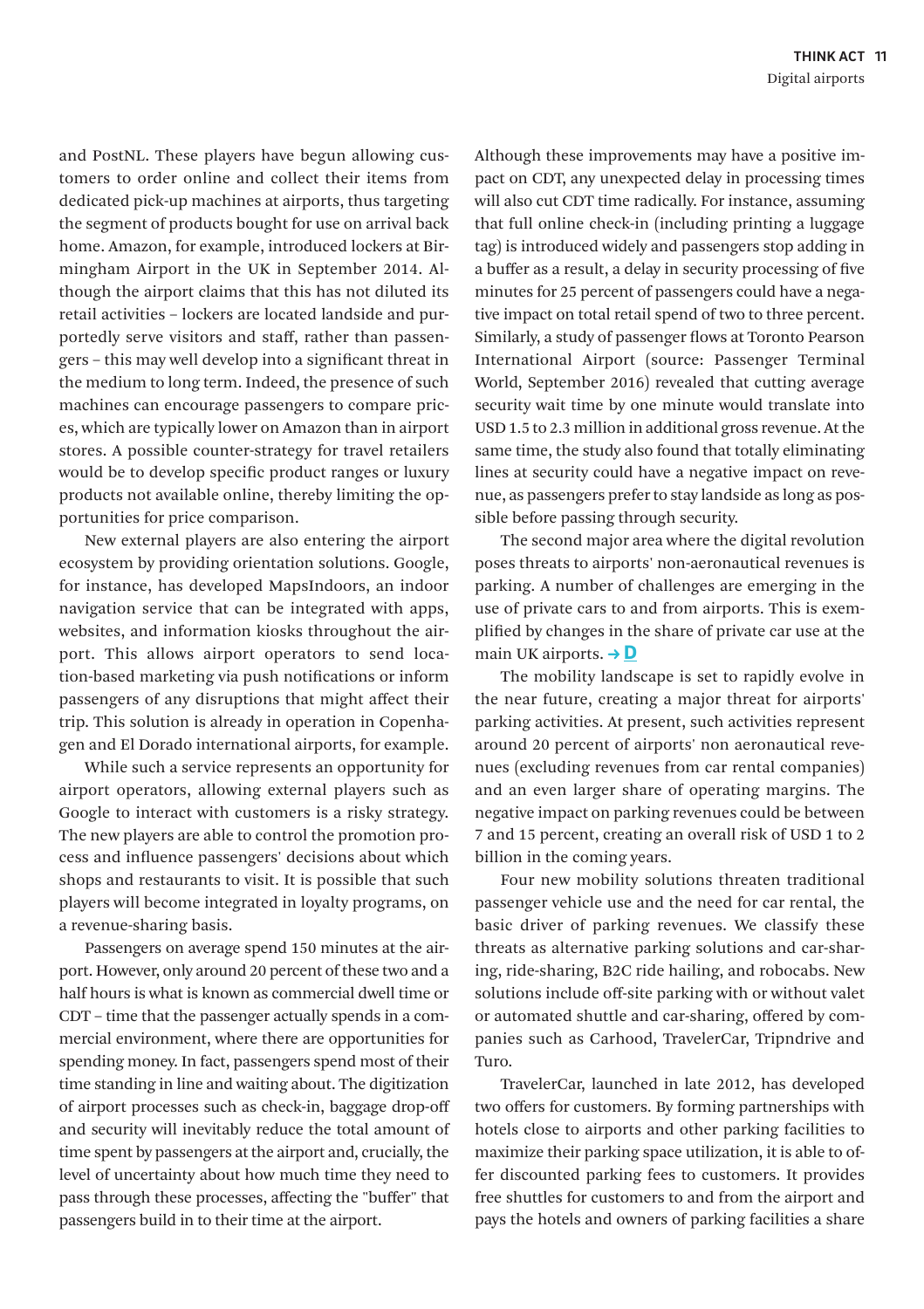and PostNL. These players have begun allowing customers to order online and collect their items from dedicated pick-up machines at airports, thus targeting the segment of products bought for use on arrival back home. Amazon, for example, introduced lockers at Birmingham Airport in the UK in September 2014. Although the airport claims that this has not diluted its retail activities – lockers are located landside and purportedly serve visitors and staff, rather than passengers – this may well develop into a significant threat in the medium to long term. Indeed, the presence of such machines can encourage passengers to compare prices, which are typically lower on Amazon than in airport stores. A possible counter-strategy for travel retailers would be to develop specific product ranges or luxury products not available online, thereby limiting the opportunities for price comparison.

New external players are also entering the airport ecosystem by providing orientation solutions. Google, for instance, has developed MapsIndoors, an indoor navigation service that can be integrated with apps, websites, and information kiosks throughout the airport. This allows airport operators to send location-based marketing via push notifications or inform passengers of any disruptions that might affect their trip. This solution is already in operation in Copenhagen and El Dorado international airports, for example.

While such a service represents an opportunity for airport operators, allowing external players such as Google to interact with customers is a risky strategy. The new players are able to control the promotion process and influence passengers' decisions about which shops and restaurants to visit. It is possible that such players will become integrated in loyalty programs, on a revenue-sharing basis.

Passengers on average spend 150 minutes at the airport. However, only around 20 percent of these two and a half hours is what is known as commercial dwell time or CDT – time that the passenger actually spends in a commercial environment, where there are opportunities for spending money. In fact, passengers spend most of their time standing in line and waiting about. The digitization of airport processes such as check-in, baggage drop-off and security will inevitably reduce the total amount of time spent by passengers at the airport and, crucially, the level of uncertainty about how much time they need to pass through these processes, affecting the "buffer" that passengers build in to their time at the airport.

Although these improvements may have a positive impact on CDT, any unexpected delay in processing times will also cut CDT time radically. For instance, assuming that full online check-in (including printing a luggage tag) is introduced widely and passengers stop adding in a buffer as a result, a delay in security processing of five minutes for 25 percent of passengers could have a negative impact on total retail spend of two to three percent. Similarly, a study of passenger flows at Toronto Pearson International Airport (source: Passenger Terminal World, September 2016) revealed that cutting average security wait time by one minute would translate into USD 1.5 to 2.3 million in additional gross revenue. At the same time, the study also found that totally eliminating lines at security could have a negative impact on revenue, as passengers prefer to stay landside as long as possible before passing through security.

The second major area where the digital revolution poses threats to airports' non-aeronautical revenues is parking. A number of challenges are emerging in the use of private cars to and from airports. This is exemplified by changes in the share of private car use at the main UK airports. → **D**

The mobility landscape is set to rapidly evolve in the near future, creating a major threat for airports' parking activities. At present, such activities represent around 20 percent of airports' non aeronautical revenues (excluding revenues from car rental companies) and an even larger share of operating margins. The negative impact on parking revenues could be between 7 and 15 percent, creating an overall risk of USD 1 to 2 billion in the coming years.

Four new mobility solutions threaten traditional passenger vehicle use and the need for car rental, the basic driver of parking revenues. We classify these threats as alternative parking solutions and car-sharing, ride-sharing, B2C ride hailing, and robocabs. New solutions include off-site parking with or without valet or automated shuttle and car-sharing, offered by companies such as Carhood, TravelerCar, Tripndrive and Turo.

TravelerCar, launched in late 2012, has developed two offers for customers. By forming partnerships with hotels close to airports and other parking facilities to maximize their parking space utilization, it is able to offer discounted parking fees to customers. It provides free shuttles for customers to and from the airport and pays the hotels and owners of parking facilities a share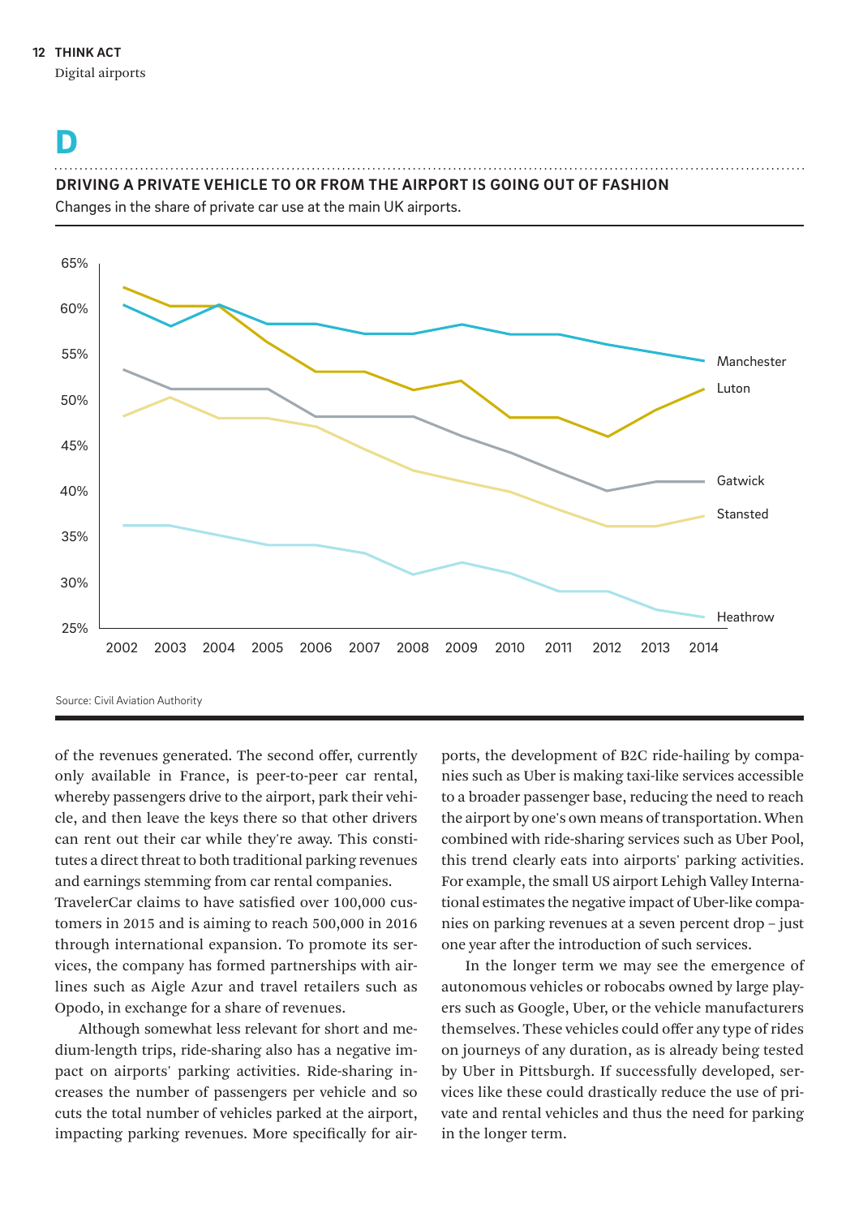## D

**DRIVING A PRIVATE VEHICLE TO OR FROM THE AIRPORT IS GOING OUT OF FASHION**

Changes in the share of private car use at the main UK airports.

Source: Civil Aviation Authority

of the revenues generated. The second offer, currently only available in France, is peer-to-peer car rental, whereby passengers drive to the airport, park their vehicle, and then leave the keys there so that other drivers can rent out their car while they're away. This constitutes a direct threat to both traditional parking revenues and earnings stemming from car rental companies. TravelerCar claims to have satisfied over 100,000 customers in 2015 and is aiming to reach 500,000 in 2016 through international expansion. To promote its services, the company has formed partnerships with airlines such as Aigle Azur and travel retailers such as Opodo, in exchange for a share of revenues.

Although somewhat less relevant for short and medium-length trips, ride-sharing also has a negative impact on airports' parking activities. Ride-sharing increases the number of passengers per vehicle and so cuts the total number of vehicles parked at the airport, impacting parking revenues. More specifically for airports, the development of B2C ride-hailing by companies such as Uber is making taxi-like services accessible to a broader passenger base, reducing the need to reach the airport by one's own means of transportation. When combined with ride-sharing services such as Uber Pool, this trend clearly eats into airports' parking activities. For example, the small US airport Lehigh Valley International estimates the negative impact of Uber-like companies on parking revenues at a seven percent drop – just one year after the introduction of such services.

In the longer term we may see the emergence of autonomous vehicles or robocabs owned by large players such as Google, Uber, or the vehicle manufacturers themselves. These vehicles could offer any type of rides on journeys of any duration, as is already being tested by Uber in Pittsburgh. If successfully developed, services like these could drastically reduce the use of private and rental vehicles and thus the need for parking in the longer term.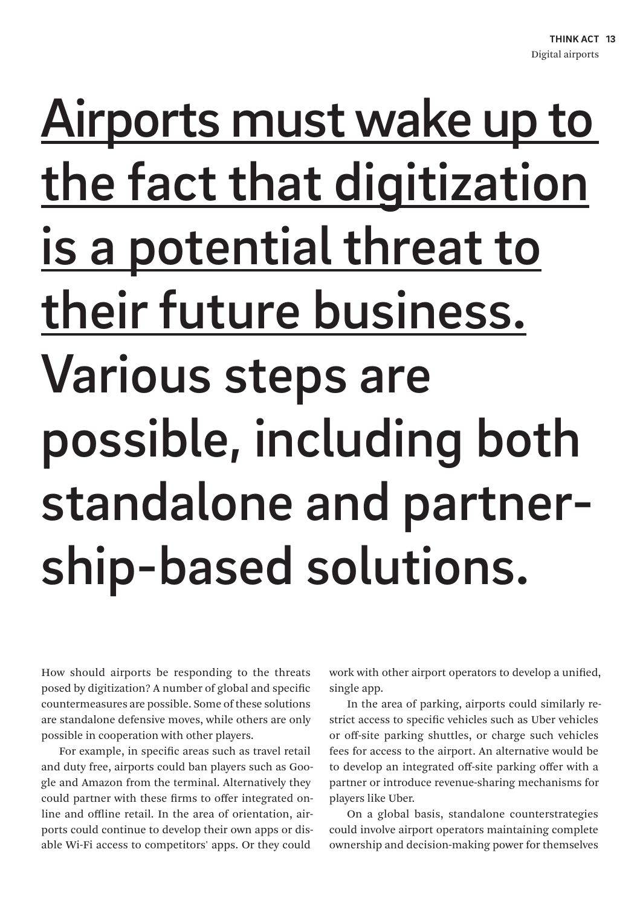# Airports must wake up to the fact that digitization is a potential threat to their future business. Various steps are possible, including both standalone and partnership-based solutions.

How should airports be responding to the threats posed by digitization? A number of global and specific countermeasures are possible. Some of these solutions are standalone defensive moves, while others are only possible in cooperation with other players.

For example, in specific areas such as travel retail and duty free, airports could ban players such as Google and Amazon from the terminal. Alternatively they could partner with these firms to offer integrated online and offline retail. In the area of orientation, airports could continue to develop their own apps or disable Wi-Fi access to competitors' apps. Or they could work with other airport operators to develop a unified, single app.

In the area of parking, airports could similarly restrict access to specific vehicles such as Uber vehicles or off-site parking shuttles, or charge such vehicles fees for access to the airport. An alternative would be to develop an integrated off-site parking offer with a partner or introduce revenue-sharing mechanisms for players like Uber.

On a global basis, standalone counterstrategies could involve airport operators maintaining complete ownership and decision-making power for themselves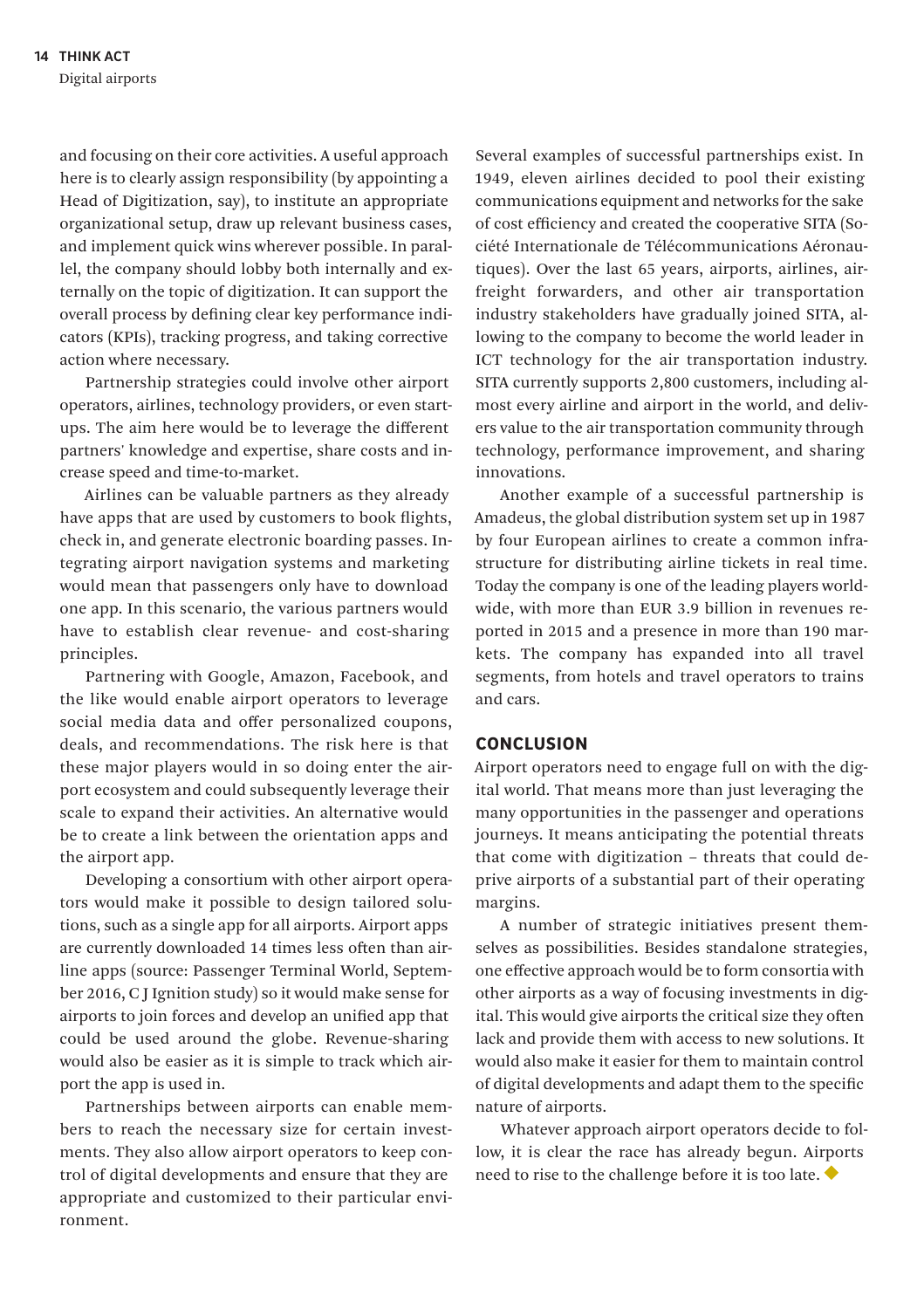and focusing on their core activities. A useful approach here is to clearly assign responsibility (by appointing a Head of Digitization, say), to institute an appropriate organizational setup, draw up relevant business cases, and implement quick wins wherever possible. In parallel, the company should lobby both internally and externally on the topic of digitization. It can support the overall process by defining clear key performance indicators (KPIs), tracking progress, and taking corrective action where necessary.

Partnership strategies could involve other airport operators, airlines, technology providers, or even start-ups. The aim here would be to leverage the different partners' knowledge and expertise, share costs and increase speed and time-to-market.

Airlines can be valuable partners as they already have apps that are used by customers to book flights, check in, and generate electronic boarding passes. Integrating airport navigation systems and marketing would mean that passengers only have to download one app. In this scenario, the various partners would have to establish clear revenue- and cost-sharing principles.

Partnering with Google, Amazon, Facebook, and the like would enable airport operators to leverage social media data and offer personalized coupons, deals, and recommendations. The risk here is that these major players would in so doing enter the airport ecosystem and could subsequently leverage their scale to expand their activities. An alternative would be to create a link between the orientation apps and the airport app.

Developing a consortium with other airport operators would make it possible to design tailored solutions, such as a single app for all airports. Airport apps are currently downloaded 14 times less often than airline apps (source: Passenger Terminal World, September 2016, C J Ignition study) so it would make sense for airports to join forces and develop an unified app that could be used around the globe. Revenue-sharing would also be easier as it is simple to track which airport the app is used in.

Partnerships between airports can enable members to reach the necessary size for certain investments. They also allow airport operators to keep control of digital developments and ensure that they are appropriate and customized to their particular environment.

Several examples of successful partnerships exist. In 1949, eleven airlines decided to pool their existing communications equipment and networks for the sake of cost efficiency and created the cooperative SITA (Société Internationale de Télécommunications Aéronautiques). Over the last 65 years, airports, airlines, airfreight forwarders, and other air transportation industry stakeholders have gradually joined SITA, allowing to the company to become the world leader in ICT technology for the air transportation industry. SITA currently supports 2,800 customers, including almost every airline and airport in the world, and delivers value to the air transportation community through technology, performance improvement, and sharing innovations.

Another example of a successful partnership is Amadeus, the global distribution system set up in 1987 by four European airlines to create a common infrastructure for distributing airline tickets in real time. Today the company is one of the leading players worldwide, with more than EUR 3.9 billion in revenues reported in 2015 and a presence in more than 190 markets. The company has expanded into all travel segments, from hotels and travel operators to trains and cars.

## CONCLUSION

Airport operators need to engage full on with the digital world. That means more than just leveraging the many opportunities in the passenger and operations journeys. It means anticipating the potential threats that come with digitization – threats that could deprive airports of a substantial part of their operating margins.

A number of strategic initiatives present themselves as possibilities. Besides standalone strategies, one effective approach would be to form consortia with other airports as a way of focusing investments in digital. This would give airports the critical size they often lack and provide them with access to new solutions. It would also make it easier for them to maintain control of digital developments and adapt them to the specific nature of airports.

Whatever approach airport operators decide to follow, it is clear the race has already begun. Airports need to rise to the challenge before it is too late. ◆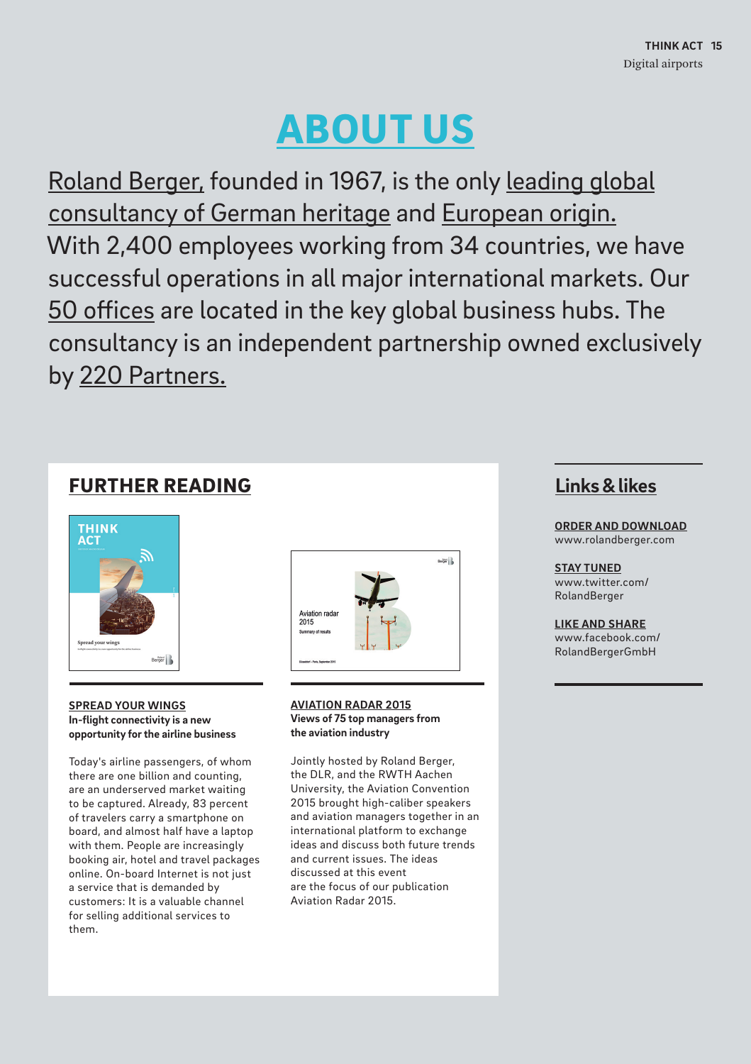# ABOUT US

Roland Berger, founded in 1967, is the only leading global consultancy of German heritage and European origin. With 2,400 employees working from 34 countries, we have successful operations in all major international markets. Our 50 offices are located in the key global business hubs. The consultancy is an independent partnership owned exclusively by 220 Partners.

## FURTHER READING

### SPREAD YOUR WINGS

**In-flight connectivity is a new opportunity for the airline business**

Today's airline passengers, of whom there are one billion and counting, are an underserved market waiting to be captured. Already, 83 percent of travelers carry a smartphone on board, and almost half have a laptop with them. People are increasingly booking air, hotel and travel packages online. On-board Internet is not just a service that is demanded by customers: It is a valuable channel for selling additional services to them.

### AVIATION RADAR 2015

**Views of 75 top managers from the aviation industry**

Jointly hosted by Roland Berger, the DLR, and the RWTH Aachen University, the Aviation Convention 2015 brought high-caliber speakers and aviation managers together in an international platform to exchange ideas and discuss both future trends and current issues. The ideas discussed at this event are the focus of our publication Aviation Radar 2015.

## Links & likes

**ORDER AND DOWNLOAD**
www.rolandberger.com

**STAY TUNED**
www.twitter.com/RolandBerger

**LIKE AND SHARE**
www.facebook.com/RolandBergerGmbH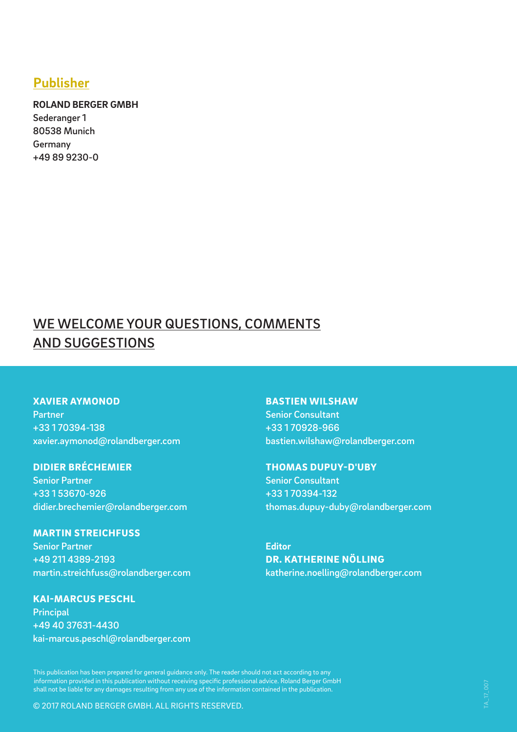## Publisher

**ROLAND BERGER GMBH**
Sederanger 1
80538 Munich
Germany
+49 89 9230-0

## WE WELCOME YOUR QUESTIONS, COMMENTS AND SUGGESTIONS

**XAVIER AYMONOD**
Partner
+33 1 70394-138
xavier.aymonod@rolandberger.com

**DIDIER BRÉCHEMIER**
Senior Partner
+33 1 53670-926
didier.brechemier@rolandberger.com

**MARTIN STREICHFUSS**
Senior Partner
+49 211 4389-2193
martin.streichfuss@rolandberger.com

**KAI-MARCUS PESCHL**
Principal
+49 40 37631-4430
kai-marcus.peschl@rolandberger.com

**BASTIEN WILSHAW**
Senior Consultant
+33 1 70928-966
bastien.wilshaw@rolandberger.com

**THOMAS DUPUY-D'UBY**
Senior Consultant
+33 1 70394-132
thomas.dupuy-duby@rolandberger.com

Editor
**DR. KATHERINE NÖLLING**
katherine.noelling@rolandberger.com

This publication has been prepared for general guidance only. The reader should not act according to any information provided in this publication without receiving specific professional advice. Roland Berger GmbH shall not be liable for any damages resulting from any use of the information contained in the publication.

© 2017 ROLAND BERGER GMBH. ALL RIGHTS RESERVED.

TA_17_007